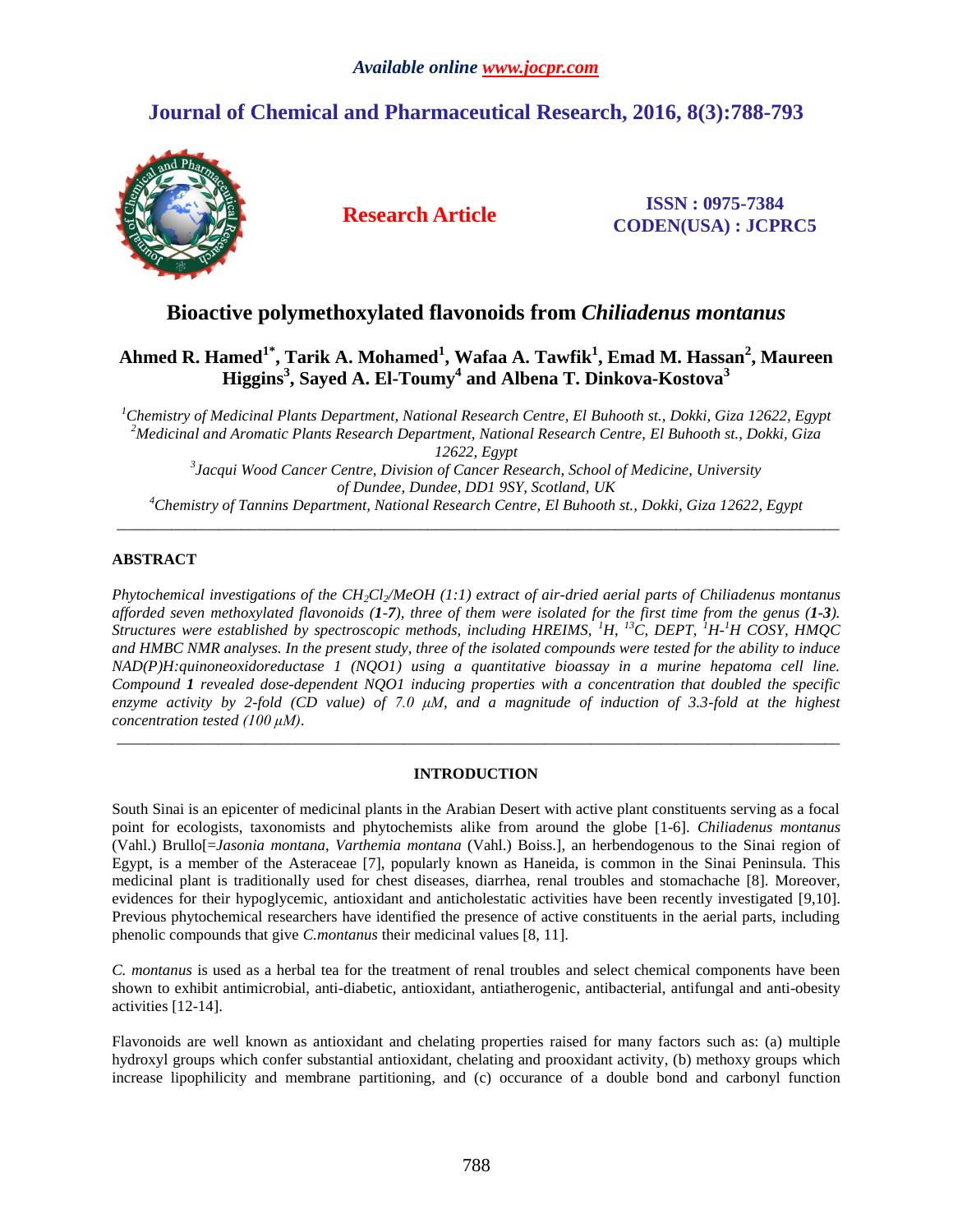*Available online www.jocpr.com*

# Journal of Chemical and Pharmaceutical Research, 2016, 8(3):788-793

**Research Article**

**ISSN : 0975-7384**
**CODEN(USA) : JCPRC5**

# Bioactive polymethoxylated flavonoids from *Chiliadenus montanus*

**Ahmed R. Hamed[1*], Tarik A. Mohamed[1], Wafaa A. Tawfik[1], Emad M. Hassan[2], Maureen Higgins[3], Sayed A. El-Toumy[4] and Albena T. Dinkova-Kostova[3]**

*[1]Chemistry of Medicinal Plants Department, National Research Centre, El Buhooth st., Dokki, Giza 12622, Egypt*
*[2]Medicinal and Aromatic Plants Research Department, National Research Centre, El Buhooth st., Dokki, Giza 12622, Egypt*
*[3]Jacqui Wood Cancer Centre, Division of Cancer Research, School of Medicine, University of Dundee, Dundee, DD1 9SY, Scotland, UK*
*[4]Chemistry of Tannins Department, National Research Centre, El Buhooth st., Dokki, Giza 12622, Egypt*

---

## ABSTRACT

*Phytochemical investigations of the $CH_2Cl_2$/MeOH (1:1) extract of air-dried aerial parts of Chiliadenus montanus afforded seven methoxylated flavonoids (**1-7**), three of them were isolated for the first time from the genus (**1-3**). Structures were established by spectroscopic methods, including HREIMS, $^1H$, $^{13}C$, DEPT, $^1H$-$^1H$ COSY, HMQC and HMBC NMR analyses. In the present study, three of the isolated compounds were tested for the ability to induce NAD(P)H:quinoneoxidoreductase 1 (NQO1) using a quantitative bioassay in a murine hepatoma cell line. Compound **1** revealed dose-dependent NQO1 inducing properties with a concentration that doubled the specific enzyme activity by 2-fold (CD value) of 7.0 μM, and a magnitude of induction of 3.3-fold at the highest concentration tested (100 μM).*

---

## INTRODUCTION

South Sinai is an epicenter of medicinal plants in the Arabian Desert with active plant constituents serving as a focal point for ecologists, taxonomists and phytochemists alike from around the globe [1-6]. *Chiliadenus montanus* (Vahl.) Brullo[=*Jasonia montana*, *Varthemia montana* (Vahl.) Boiss.], an herbendogenous to the Sinai region of Egypt, is a member of the Asteraceae [7], popularly known as Haneida, is common in the Sinai Peninsula. This medicinal plant is traditionally used for chest diseases, diarrhea, renal troubles and stomachache [8]. Moreover, evidences for their hypoglycemic, antioxidant and anticholestatic activities have been recently investigated [9,10]. Previous phytochemical researchers have identified the presence of active constituents in the aerial parts, including phenolic compounds that give *C.montanus* their medicinal values [8, 11].

*C. montanus* is used as a herbal tea for the treatment of renal troubles and select chemical components have been shown to exhibit antimicrobial, anti-diabetic, antioxidant, antiatherogenic, antibacterial, antifungal and anti-obesity activities [12-14].

Flavonoids are well known as antioxidant and chelating properties raised for many factors such as: (a) multiple hydroxyl groups which confer substantial antioxidant, chelating and prooxidant activity, (b) methoxy groups which increase lipophilicity and membrane partitioning, and (c) occurance of a double bond and carbonyl function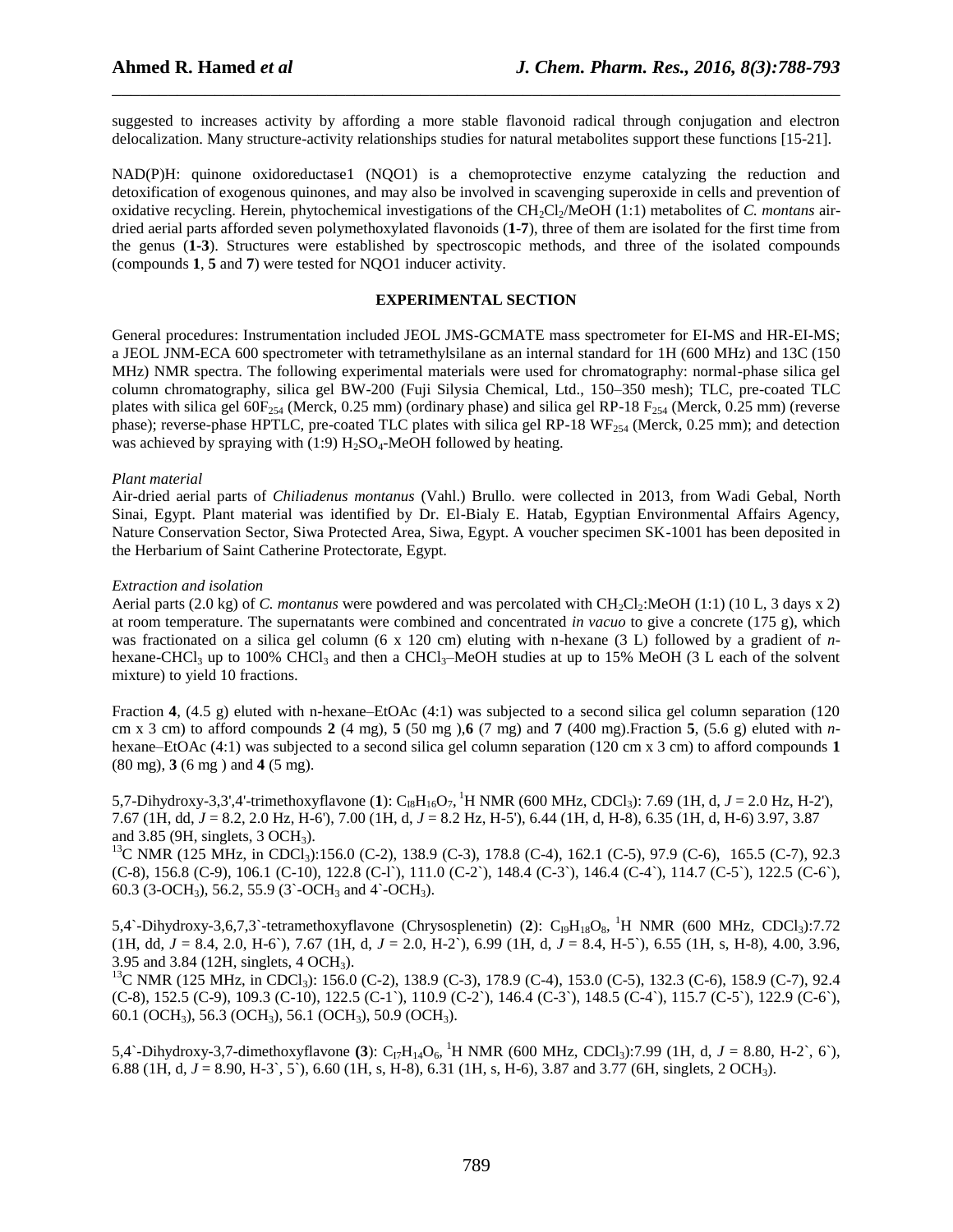suggested to increases activity by affording a more stable flavonoid radical through conjugation and electron delocalization. Many structure-activity relationships studies for natural metabolites support these functions [15-21].

NAD(P)H: quinone oxidoreductase1 (NQO1) is a chemoprotective enzyme catalyzing the reduction and detoxification of exogenous quinones, and may also be involved in scavenging superoxide in cells and prevention of oxidative recycling. Herein, phytochemical investigations of the $CH_2Cl_2$/MeOH (1:1) metabolites of *C. montans* air-dried aerial parts afforded seven polymethoxylated flavonoids (**1-7**), three of them are isolated for the first time from the genus (**1-3**). Structures were established by spectroscopic methods, and three of the isolated compounds (compounds **1**, **5** and **7**) were tested for NQO1 inducer activity.

## EXPERIMENTAL SECTION

General procedures: Instrumentation included JEOL JMS-GCMATE mass spectrometer for EI-MS and HR-EI-MS; a JEOL JNM-ECA 600 spectrometer with tetramethylsilane as an internal standard for 1H (600 MHz) and 13C (150 MHz) NMR spectra. The following experimental materials were used for chromatography: normal-phase silica gel column chromatography, silica gel BW-200 (Fuji Silysia Chemical, Ltd., 150–350 mesh); TLC, pre-coated TLC plates with silica gel $60F_{254}$ (Merck, 0.25 mm) (ordinary phase) and silica gel RP-18 $F_{254}$ (Merck, 0.25 mm) (reverse phase); reverse-phase HPTLC, pre-coated TLC plates with silica gel RP-18 $WF_{254}$ (Merck, 0.25 mm); and detection was achieved by spraying with (1:9) $H_2SO_4$-MeOH followed by heating.

### *Plant material*

Air-dried aerial parts of *Chiliadenus montanus* (Vahl.) Brullo. were collected in 2013, from Wadi Gebal, North Sinai, Egypt. Plant material was identified by Dr. El-Bialy E. Hatab, Egyptian Environmental Affairs Agency, Nature Conservation Sector, Siwa Protected Area, Siwa, Egypt. A voucher specimen SK-1001 has been deposited in the Herbarium of Saint Catherine Protectorate, Egypt.

### *Extraction and isolation*

Aerial parts (2.0 kg) of *C. montanus* were powdered and was percolated with $CH_2Cl_2$:MeOH (1:1) (10 L, 3 days x 2) at room temperature. The supernatants were combined and concentrated *in vacuo* to give a concrete (175 g), which was fractionated on a silica gel column (6 x 120 cm) eluting with n-hexane (3 L) followed by a gradient of *n*-hexane-$CHCl_3$ up to 100% $CHCl_3$ and then a $CHCl_3$–MeOH studies at up to 15% MeOH (3 L each of the solvent mixture) to yield 10 fractions.

Fraction **4**, (4.5 g) eluted with n-hexane–EtOAc (4:1) was subjected to a second silica gel column separation (120 cm x 3 cm) to afford compounds **2** (4 mg), **5** (50 mg ),**6** (7 mg) and **7** (400 mg).Fraction **5**, (5.6 g) eluted with *n*-hexane–EtOAc (4:1) was subjected to a second silica gel column separation (120 cm x 3 cm) to afford compounds **1** (80 mg), **3** (6 mg ) and **4** (5 mg).

5,7-Dihydroxy-3,3',4'-trimethoxyflavone (**1**): $C_{18}H_{16}O_7$, $^1H$ NMR (600 MHz, $CDCl_3$): 7.69 (1H, d, *J* = 2.0 Hz, H-2'), 7.67 (1H, dd, *J* = 8.2, 2.0 Hz, H-6'), 7.00 (1H, d, *J* = 8.2 Hz, H-5'), 6.44 (1H, d, H-8), 6.35 (1H, d, H-6) 3.97, 3.87 and 3.85 (9H, singlets, 3 $OCH_3$).
$^{13}C$ NMR (125 MHz, in $CDCl_3$):156.0 (C-2), 138.9 (C-3), 178.8 (C-4), 162.1 (C-5), 97.9 (C-6), 165.5 (C-7), 92.3 (C-8), 156.8 (C-9), 106.1 (C-10), 122.8 (C-l\`), 111.0 (C-2\`), 148.4 (C-3\`), 146.4 (C-4\`), 114.7 (C-5\`), 122.5 (C-6\`), 60.3 (3-$OCH_3$), 56.2, 55.9 (3\`-$OCH_3$ and 4\`-$OCH_3$).

5,4\`-Dihydroxy-3,6,7,3\`-tetramethoxyflavone (Chrysosplenetin) (**2**): $C_{19}H_{18}O_8$, $^1H$ NMR (600 MHz, $CDCl_3$):7.72 (1H, dd, *J* = 8.4, 2.0, H-6\`), 7.67 (1H, d, *J* = 2.0, H-2\`), 6.99 (1H, d, *J* = 8.4, H-5\`), 6.55 (1H, s, H-8), 4.00, 3.96, 3.95 and 3.84 (12H, singlets, 4 $OCH_3$).
$^{13}C$ NMR (125 MHz, in $CDCl_3$): 156.0 (C-2), 138.9 (C-3), 178.9 (C-4), 153.0 (C-5), 132.3 (C-6), 158.9 (C-7), 92.4 (C-8), 152.5 (C-9), 109.3 (C-10), 122.5 (C-1\`), 110.9 (C-2\`), 146.4 (C-3\`), 148.5 (C-4\`), 115.7 (C-5\`), 122.9 (C-6\`), 60.1 ($OCH_3$), 56.3 ($OCH_3$), 56.1 ($OCH_3$), 50.9 ($OCH_3$).

5,4\`-Dihydroxy-3,7-dimethoxyflavone **(3)**: $C_{17}H_{14}O_6$, $^1H$ NMR (600 MHz, $CDCl_3$):7.99 (1H, d, *J* = 8.80, H-2\`, 6\`), 6.88 (1H, d, *J* = 8.90, H-3\`, 5\`), 6.60 (1H, s, H-8), 6.31 (1H, s, H-6), 3.87 and 3.77 (6H, singlets, 2 $OCH_3$).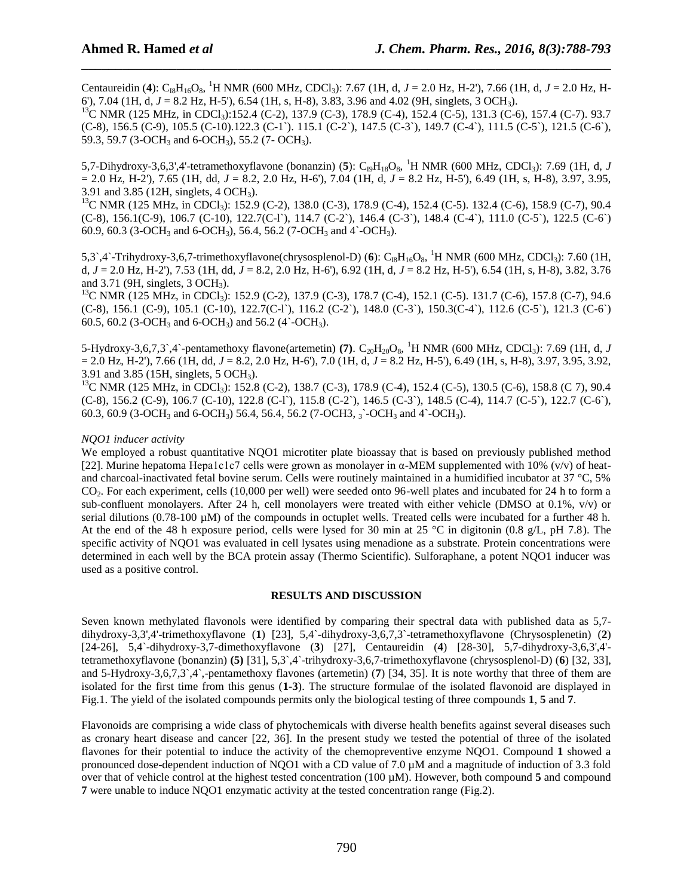Centaureidin (**4**): $C_{18}H_{16}O_8$, $^1$H NMR (600 MHz, $CDCl_3$): 7.67 (1H, d, $J$ = 2.0 Hz, H-2'), 7.66 (1H, d, $J$ = 2.0 Hz, H-6'), 7.04 (1H, d, $J$ = 8.2 Hz, H-5'), 6.54 (1H, s, H-8), 3.83, 3.96 and 4.02 (9H, singlets, 3 $OCH_3$).
$^{13}$C NMR (125 MHz, in $CDCl_3$):152.4 (C-2), 137.9 (C-3), 178.9 (C-4), 152.4 (C-5), 131.3 (C-6), 157.4 (C-7). 93.7 (C-8), 156.5 (C-9), 105.5 (C-10).122.3 (C-1\`). 115.1 (C-2\`), 147.5 (C-3\`), 149.7 (C-4\`), 111.5 (C-5\`), 121.5 (C-6\`), 59.3, 59.7 (3-$OCH_3$ and 6-$OCH_3$), 55.2 (7- $OCH_3$).

5,7-Dihydroxy-3,6,3',4'-tetramethoxyflavone (bonanzin) (**5**): $C_{19}H_{18}O_8$, $^1$H NMR (600 MHz, $CDCl_3$): 7.69 (1H, d, $J$ = 2.0 Hz, H-2'), 7.65 (1H, dd, $J$ = 8.2, 2.0 Hz, H-6'), 7.04 (1H, d, $J$ = 8.2 Hz, H-5'), 6.49 (1H, s, H-8), 3.97, 3.95, 3.91 and 3.85 (12H, singlets, 4 $OCH_3$).
$^{13}$C NMR (125 MHz, in $CDCl_3$): 152.9 (C-2), 138.0 (C-3), 178.9 (C-4), 152.4 (C-5). 132.4 (C-6), 158.9 (C-7), 90.4 (C-8), 156.1(C-9), 106.7 (C-10), 122.7(C-l\`), 114.7 (C-2\`), 146.4 (C-3\`), 148.4 (C-4\`), 111.0 (C-5\`), 122.5 (C-6\`) 60.9, 60.3 (3-$OCH_3$ and 6-$OCH_3$), 56.4, 56.2 (7-$OCH_3$ and 4\`-$OCH_3$).

5,3\`,4\`-Trihydroxy-3,6,7-trimethoxyflavone(chrysosplenol-D) (**6**): $C_{18}H_{16}O_8$, $^1$H NMR (600 MHz, $CDCl_3$): 7.60 (1H, d, $J$ = 2.0 Hz, H-2'), 7.53 (1H, dd, $J$ = 8.2, 2.0 Hz, H-6'), 6.92 (1H, d, $J$ = 8.2 Hz, H-5'), 6.54 (1H, s, H-8), 3.82, 3.76 and 3.71 (9H, singlets, 3 $OCH_3$).
$^{13}$C NMR (125 MHz, in $CDCl_3$): 152.9 (C-2), 137.9 (C-3), 178.7 (C-4), 152.1 (C-5). 131.7 (C-6), 157.8 (C-7), 94.6 (C-8), 156.1 (C-9), 105.1 (C-10), 122.7(C-l\`), 116.2 (C-2\`), 148.0 (C-3\`), 150.3(C-4\`), 112.6 (C-5\`), 121.3 (C-6\`) 60.5, 60.2 (3-$OCH_3$ and 6-$OCH_3$) and 56.2 (4\`-$OCH_3$).

5-Hydroxy-3,6,7,3\`,4\`-pentamethoxy flavone(artemetin) **(7)**. $C_{20}H_{20}O_8$, $^1$H NMR (600 MHz, $CDCl_3$): 7.69 (1H, d, $J$ = 2.0 Hz, H-2'), 7.66 (1H, dd, $J$ = 8.2, 2.0 Hz, H-6'), 7.0 (1H, d, $J$ = 8.2 Hz, H-5'), 6.49 (1H, s, H-8), 3.97, 3.95, 3.92, 3.91 and 3.85 (15H, singlets, 5 $OCH_3$).
$^{13}$C NMR (125 MHz, in $CDCl_3$): 152.8 (C-2), 138.7 (C-3), 178.9 (C-4), 152.4 (C-5), 130.5 (C-6), 158.8 (C 7), 90.4 (C-8), 156.2 (C-9), 106.7 (C-10), 122.8 (C-l\`), 115.8 (C-2\`), 146.5 (C-3\`), 148.5 (C-4), 114.7 (C-5\`), 122.7 (C-6\`), 60.3, 60.9 (3-$OCH_3$ and 6-$OCH_3$) 56.4, 56.4, 56.2 (7-OCH3, $_3$\`-$OCH_3$ and 4\`-$OCH_3$).

*NQO1 inducer activity*

We employed a robust quantitative NQO1 microtiter plate bioassay that is based on previously published method [22]. Murine hepatoma Hepa1c1c7 cells were grown as monolayer in α-MEM supplemented with 10% (v/v) of heat- and charcoal-inactivated fetal bovine serum. Cells were routinely maintained in a humidified incubator at 37 °C, 5% $CO_2$. For each experiment, cells (10,000 per well) were seeded onto 96-well plates and incubated for 24 h to form a sub-confluent monolayers. After 24 h, cell monolayers were treated with either vehicle (DMSO at 0.1%, v/v) or serial dilutions (0.78-100 µM) of the compounds in octuplet wells. Treated cells were incubated for a further 48 h. At the end of the 48 h exposure period, cells were lysed for 30 min at 25 °C in digitonin (0.8 g/L, pH 7.8). The specific activity of NQO1 was evaluated in cell lysates using menadione as a substrate. Protein concentrations were determined in each well by the BCA protein assay (Thermo Scientific). Sulforaphane, a potent NQO1 inducer was used as a positive control.

## RESULTS AND DISCUSSION

Seven known methylated flavonols were identified by comparing their spectral data with published data as 5,7-dihydroxy-3,3',4'-trimethoxyflavone (**1**) [23], 5,4\`-dihydroxy-3,6,7,3\`-tetramethoxyflavone (Chrysosplenetin) (**2**) [24-26], 5,4\`-dihydroxy-3,7-dimethoxyflavone (**3**) [27], Centaureidin (**4**) [28-30], 5,7-dihydroxy-3,6,3',4'-tetramethoxyflavone (bonanzin) **(5)** [31], 5,3\`,4\`-trihydroxy-3,6,7-trimethoxyflavone (chrysosplenol-D) (**6**) [32, 33], and 5-Hydroxy-3,6,7,3\`,4\`,-pentamethoxy flavones (artemetin) (**7**) [34, 35]. It is note worthy that three of them are isolated for the first time from this genus (**1**-**3**). The structure formulae of the isolated flavonoid are displayed in Fig.1. The yield of the isolated compounds permits only the biological testing of three compounds **1**, **5** and **7**.

Flavonoids are comprising a wide class of phytochemicals with diverse health benefits against several diseases such as cronary heart disease and cancer [22, 36]. In the present study we tested the potential of three of the isolated flavones for their potential to induce the activity of the chemopreventive enzyme NQO1. Compound **1** showed a pronounced dose-dependent induction of NQO1 with a CD value of 7.0 µM and a magnitude of induction of 3.3 fold over that of vehicle control at the highest tested concentration (100 µM). However, both compound **5** and compound **7** were unable to induce NQO1 enzymatic activity at the tested concentration range (Fig.2).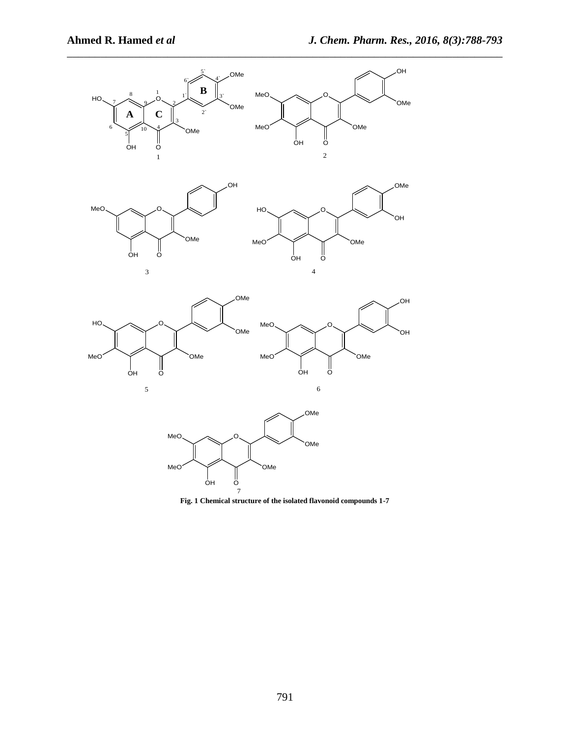Fig. 1 Chemical structure of the isolated flavonoid compounds 1-7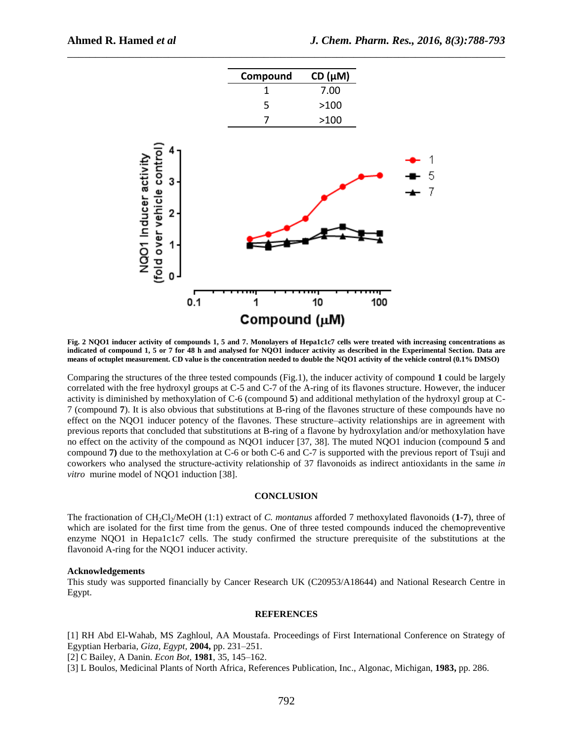| Compound | CD (μM) |
| --- | --- |
| 1 | 7.00 |
| 5 | >100 |
| 7 | >100 |

**Fig. 2 NQO1 inducer activity of compounds 1, 5 and 7. Monolayers of Hepa1c1c7 cells were treated with increasing concentrations as indicated of compound 1, 5 or 7 for 48 h and analysed for NQO1 inducer activity as described in the Experimental Section. Data are means of octuplet measurement. CD value is the concentration needed to double the NQO1 activity of the vehicle control (0.1% DMSO)**

Comparing the structures of the three tested compounds (Fig.1), the inducer activity of compound **1** could be largely correlated with the free hydroxyl groups at C-5 and C-7 of the A-ring of its flavones structure. However, the inducer activity is diminished by methoxylation of C-6 (compound **5**) and additional methylation of the hydroxyl group at C-7 (compound **7**). It is also obvious that substitutions at B-ring of the flavones structure of these compounds have no effect on the NQO1 inducer potency of the flavones. These structure–activity relationships are in agreement with previous reports that concluded that substitutions at B-ring of a flavone by hydroxylation and/or methoxylation have no effect on the activity of the compound as NQO1 inducer [37, 38]. The muted NQO1 inducion (compound **5** and compound **7)** due to the methoxylation at C-6 or both C-6 and C-7 is supported with the previous report of Tsuji and coworkers who analysed the structure-activity relationship of 37 flavonoids as indirect antioxidants in the same *in vitro* murine model of NQO1 induction [38].

## CONCLUSION

The fractionation of $CH_2Cl_2$/MeOH (1:1) extract of *C. montanus* afforded 7 methoxylated flavonoids (**1-7**), three of which are isolated for the first time from the genus. One of three tested compounds induced the chemopreventive enzyme NQO1 in Hepa1c1c7 cells. The study confirmed the structure prerequisite of the substitutions at the flavonoid A-ring for the NQO1 inducer activity.

**Acknowledgements**

This study was supported financially by Cancer Research UK (C20953/A18644) and National Research Centre in Egypt.

## REFERENCES

[1] RH Abd El-Wahab, MS Zaghloul, AA Moustafa. Proceedings of First International Conference on Strategy of Egyptian Herbaria, *Giza, Egypt,* **2004,** pp. 231–251.

[2] C Bailey, A Danin. *Econ Bot,* **1981**, 35, 145–162.

[3] L Boulos, Medicinal Plants of North Africa, References Publication, Inc., Algonac, Michigan, **1983,** pp. 286.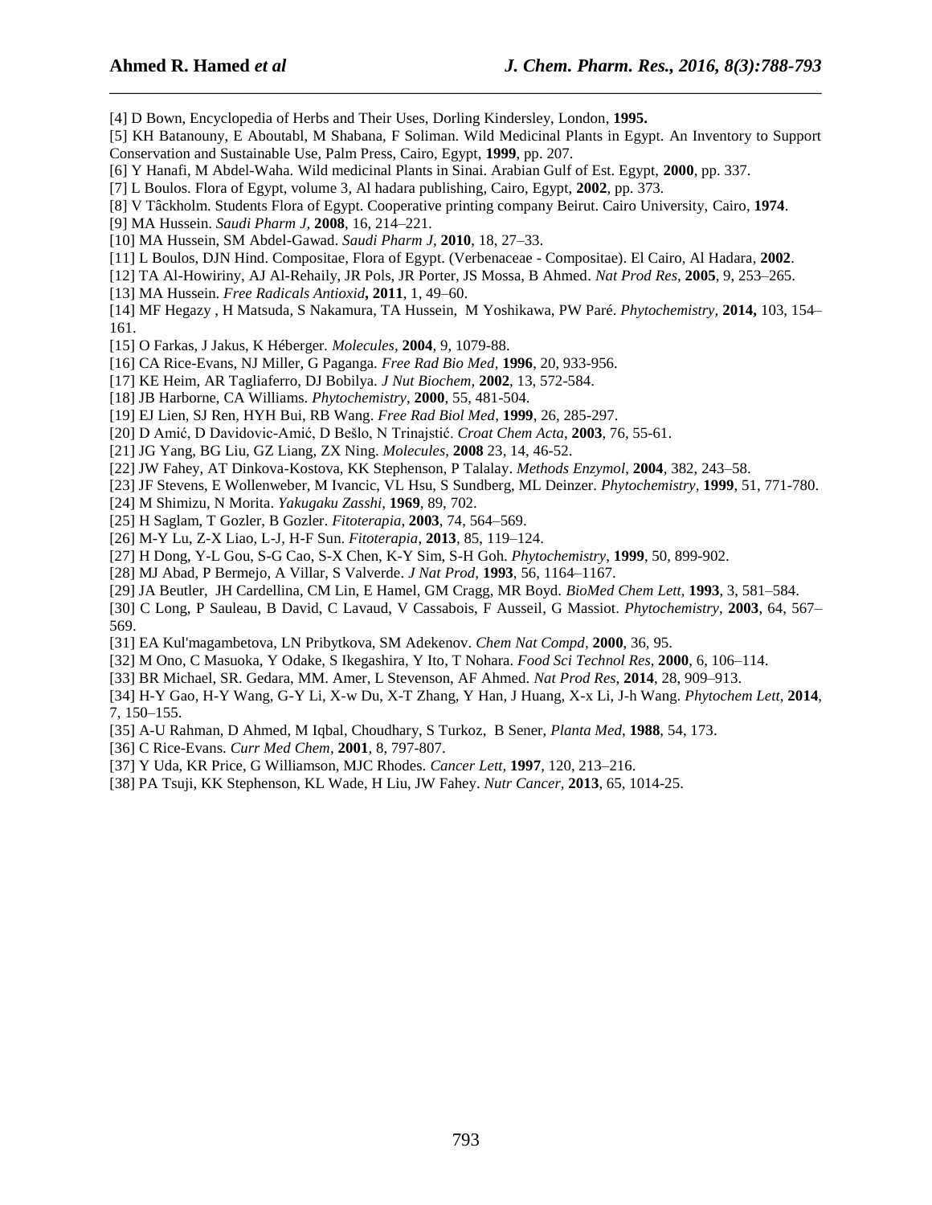[4] D Bown, Encyclopedia of Herbs and Their Uses, Dorling Kindersley, London, **1995.**

[5] KH Batanouny, E Aboutabl, M Shabana, F Soliman. Wild Medicinal Plants in Egypt. An Inventory to Support Conservation and Sustainable Use, Palm Press, Cairo, Egypt, **1999**, pp. 207.

[6] Y Hanafi, M Abdel-Waha. Wild medicinal Plants in Sinai. Arabian Gulf of Est. Egypt, **2000**, pp. 337.

[7] L Boulos. Flora of Egypt, volume 3, Al hadara publishing, Cairo, Egypt, **2002**, pp. 373.

[8] V Tâckholm. Students Flora of Egypt. Cooperative printing company Beirut. Cairo University, Cairo, **1974**.

[9] MA Hussein. *Saudi Pharm J*, **2008**, 16, 214–221.

[10] MA Hussein, SM Abdel-Gawad. *Saudi Pharm J*, **2010**, 18, 27–33.

[11] L Boulos, DJN Hind. Compositae, Flora of Egypt. (Verbenaceae - Compositae). El Cairo, Al Hadara, **2002**.

[12] TA Al-Howiriny, AJ Al-Rehaily, JR Pols, JR Porter, JS Mossa, B Ahmed. *Nat Prod Res*, **2005**, 9, 253–265.

[13] MA Hussein. *Free Radicals Antioxid***, 2011**, 1, 49–60.

[14] MF Hegazy , H Matsuda, S Nakamura, TA Hussein, M Yoshikawa, PW Paré. *Phytochemistry,* **2014,** 103, 154–161.

[15] O Farkas, J Jakus, K Héberger. *Molecules*, **2004**, 9, 1079-88.

[16] CA Rice-Evans, NJ Miller, G Paganga. *Free Rad Bio Med*, **1996**, 20, 933-956.

[17] KE Heim, AR Tagliaferro, DJ Bobilya. *J Nut Biochem,* **2002**, 13, 572-584.

[18] JB Harborne, CA Williams. *Phytochemistry*, **2000**, 55, 481-504.

[19] EJ Lien, SJ Ren, HYH Bui, RB Wang. *Free Rad Biol Med*, **1999**, 26, 285-297.

[20] D Amić, D Davidovic-Amić, D Bešlo, N Trinajstić. *Croat Chem Acta*, **2003**, 76, 55-61.

[21] JG Yang, BG Liu, GZ Liang, ZX Ning. *Molecules*, **2008** 23, 14, 46-52.

[22] JW Fahey, AT Dinkova-Kostova, KK Stephenson, P Talalay. *Methods Enzymol*, **2004**, 382, 243–58.

[23] JF Stevens, E Wollenweber, M Ivancic, VL Hsu, S Sundberg, ML Deinzer. *Phytochemistry*, **1999**, 51, 771-780.

[24] M Shimizu, N Morita. *Yakugaku Zasshi*, **1969**, 89, 702.

[25] H Saglam, T Gozler, B Gozler. *Fitoterapia,* **2003**, 74, 564–569.

[26] M-Y Lu, Z-X Liao, L-J, H-F Sun. *Fitoterapia*, **2013**, 85, 119–124.

[27] H Dong, Y-L Gou, S-G Cao, S-X Chen, K-Y Sim, S-H Goh. *Phytochemistry*, **1999**, 50, 899-902.

[28] MJ Abad, P Bermejo, A Villar, S Valverde. *J Nat Prod*, **1993**, 56, 1164–1167.

[29] JA Beutler, JH Cardellina, CM Lin, E Hamel, GM Cragg, MR Boyd. *BioMed Chem Lett,* **1993**, 3, 581–584.

[30] C Long, P Sauleau, B David, C Lavaud, V Cassabois, F Ausseil, G Massiot. *Phytochemistry*, **2003**, 64, 567–569.

[31] EA Kul'magambetova, LN Pribytkova, SM Adekenov. *Chem Nat Compd*, **2000**, 36, 95.

[32] M Ono, C Masuoka, Y Odake, S Ikegashira, Y Ito, T Nohara. *Food Sci Technol Res*, **2000**, 6, 106–114.

[33] BR Michael, SR. Gedara, MM. Amer, L Stevenson, AF Ahmed. *Nat Prod Res*, **2014**, 28, 909–913.

[34] H-Y Gao, H-Y Wang, G-Y Li, X-w Du, X-T Zhang, Y Han, J Huang, X-x Li, J-h Wang. *Phytochem Lett*, **2014**, 7, 150–155.

[35] A-U Rahman, D Ahmed, M Iqbal, Choudhary, S Turkoz, B Sener, *Planta Med*, **1988**, 54, 173.

[36] C Rice-Evans. *Curr Med Chem*, **2001**, 8, 797-807.

[37] Y Uda, KR Price, G Williamson, MJC Rhodes. *Cancer Lett,* **1997**, 120, 213–216.

[38] PA Tsuji, KK Stephenson, KL Wade, H Liu, JW Fahey. *Nutr Cancer,* **2013**, 65, 1014-25.